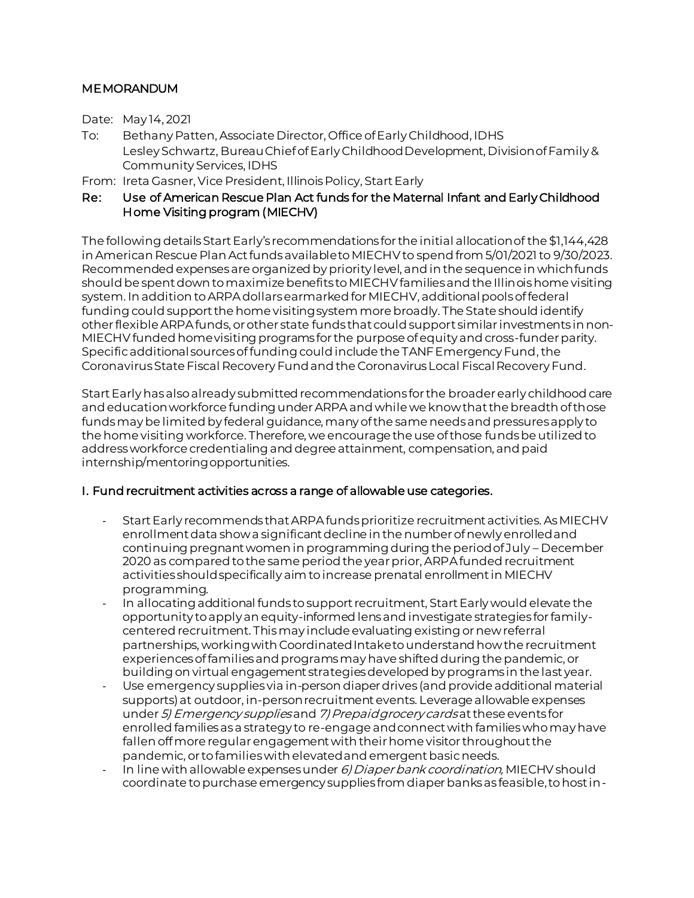# MEMORANDUM

Date: May 14, 2021

To: Bethany Patten, Associate Director, Office of Early Childhood, IDHS
Lesley Schwartz, Bureau Chief of Early Childhood Development, Division of Family & Community Services, IDHS

From: Ireta Gasner, Vice President, Illinois Policy, Start Early

**Re: Use of American Rescue Plan Act funds for the Maternal Infant and Early Childhood Home Visiting program (MIECHV)**

The following details Start Early's recommendations for the initial allocation of the $1,144,428 in American Rescue Plan Act funds available to MIECHV to spend from 5/01/2021 to 9/30/2023. Recommended expenses are organized by priority level, and in the sequence in which funds should be spent down to maximize benefits to MIECHV families and the Illinois home visiting system. In addition to ARPA dollars earmarked for MIECHV, additional pools of federal funding could support the home visiting system more broadly. The State should identify other flexible ARPA funds, or other state funds that could support similar investments in non-MIECHV funded home visiting programs for the purpose of equity and cross-funder parity. Specific additional sources of funding could include the TANF Emergency Fund, the Coronavirus State Fiscal Recovery Fund and the Coronavirus Local Fiscal Recovery Fund.

Start Early has also already submitted recommendations for the broader early childhood care and education workforce funding under ARPA and while we know that the breadth of those funds may be limited by federal guidance, many of the same needs and pressures apply to the home visiting workforce. Therefore, we encourage the use of those funds be utilized to address workforce credentialing and degree attainment, compensation, and paid internship/mentoring opportunities.

## I. Fund recruitment activities across a range of allowable use categories.

- Start Early recommends that ARPA funds prioritize recruitment activities. As MIECHV enrollment data show a significant decline in the number of newly enrolled and continuing pregnant women in programming during the period of July – December 2020 as compared to the same period the year prior, ARPA funded recruitment activities should specifically aim to increase prenatal enrollment in MIECHV programming.
- In allocating additional funds to support recruitment, Start Early would elevate the opportunity to apply an equity-informed lens and investigate strategies for family-centered recruitment. This may include evaluating existing or new referral partnerships, working with Coordinated Intake to understand how the recruitment experiences of families and programs may have shifted during the pandemic, or building on virtual engagement strategies developed by programs in the last year.
- Use emergency supplies via in-person diaper drives (and provide additional material supports) at outdoor, in-person recruitment events. Leverage allowable expenses under *5) Emergency supplies* and *7) Prepaid grocery cards* at these events for enrolled families as a strategy to re-engage and connect with families who may have fallen off more regular engagement with their home visitor throughout the pandemic, or to families with elevated and emergent basic needs.
- In line with allowable expenses under *6) Diaper bank coordination,* MIECHV should coordinate to purchase emergency supplies from diaper banks as feasible, to host in-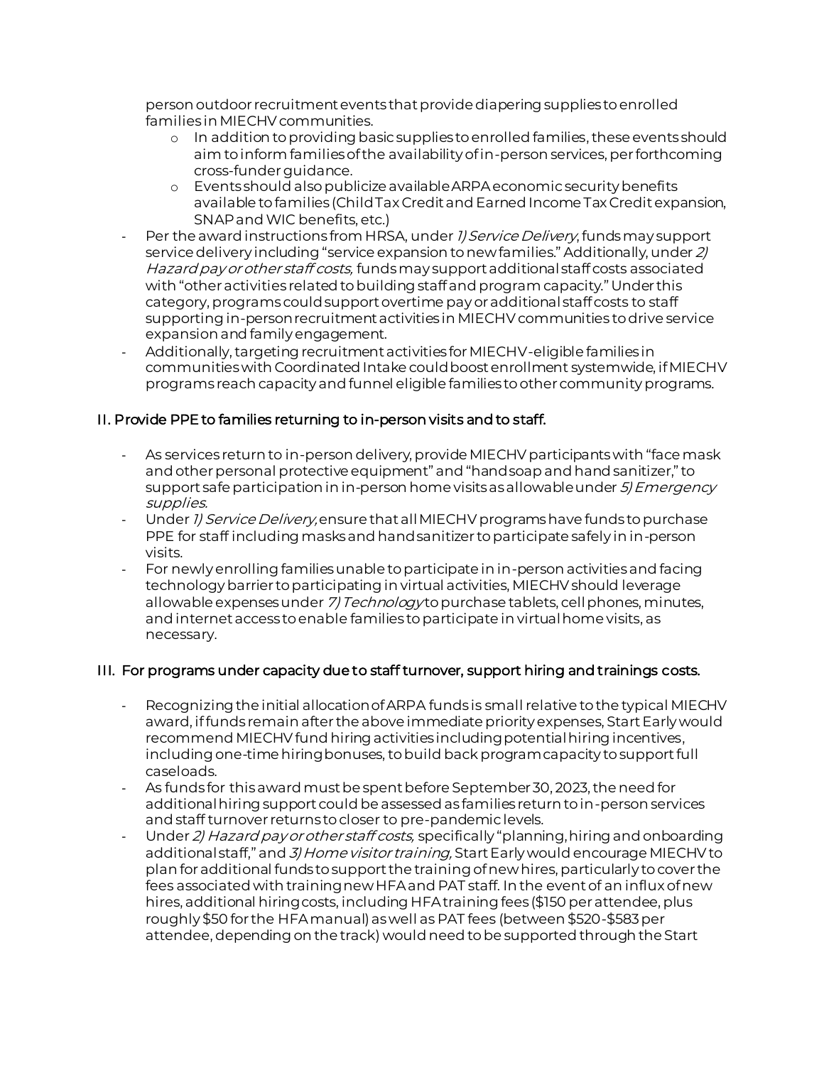person outdoor recruitment events that provide diapering supplies to enrolled families in MIECHV communities.

   - In addition to providing basic supplies to enrolled families, these events should aim to inform families of the availability of in-person services, per forthcoming cross-funder guidance.
   - Events should also publicize available ARPA economic security benefits available to families (Child Tax Credit and Earned Income Tax Credit expansion, SNAP and WIC benefits, etc.)

- Per the award instructions from HRSA, under *1) Service Delivery*, funds may support service delivery including "service expansion to new families." Additionally, under *2) Hazard pay or other staff costs,* funds may support additional staff costs associated with "other activities related to building staff and program capacity." Under this category, programs could support overtime pay or additional staff costs to staff supporting in-person recruitment activities in MIECHV communities to drive service expansion and family engagement.
- Additionally, targeting recruitment activities for MIECHV-eligible families in communities with Coordinated Intake could boost enrollment systemwide, if MIECHV programs reach capacity and funnel eligible families to other community programs.

### II. Provide PPE to families returning to in-person visits and to staff.

- As services return to in-person delivery, provide MIECHV participants with "face mask and other personal protective equipment" and "hand soap and hand sanitizer," to support safe participation in in-person home visits as allowable under *5) Emergency supplies*.
- Under *1) Service Delivery,* ensure that all MIECHV programs have funds to purchase PPE for staff including masks and hand sanitizer to participate safely in in-person visits.
- For newly enrolling families unable to participate in in-person activities and facing technology barrier to participating in virtual activities, MIECHV should leverage allowable expenses under *7) Technology* to purchase tablets, cell phones, minutes, and internet access to enable families to participate in virtual home visits, as necessary.

### III. For programs under capacity due to staff turnover, support hiring and trainings costs.

- Recognizing the initial allocation of ARPA funds is small relative to the typical MIECHV award, if funds remain after the above immediate priority expenses, Start Early would recommend MIECHV fund hiring activities including potential hiring incentives, including one-time hiring bonuses, to build back program capacity to support full caseloads.
- As funds for this award must be spent before September 30, 2023, the need for additional hiring support could be assessed as families return to in-person services and staff turnover returns to closer to pre-pandemic levels.
- Under *2) Hazard pay or other staff costs,* specifically "planning, hiring and onboarding additional staff," and *3) Home visitor training,* Start Early would encourage MIECHV to plan for additional funds to support the training of new hires, particularly to cover the fees associated with training new HFA and PAT staff. In the event of an influx of new hires, additional hiring costs, including HFA training fees ($150 per attendee, plus roughly $50 for the HFA manual) as well as PAT fees (between $520-$583 per attendee, depending on the track) would need to be supported through the Start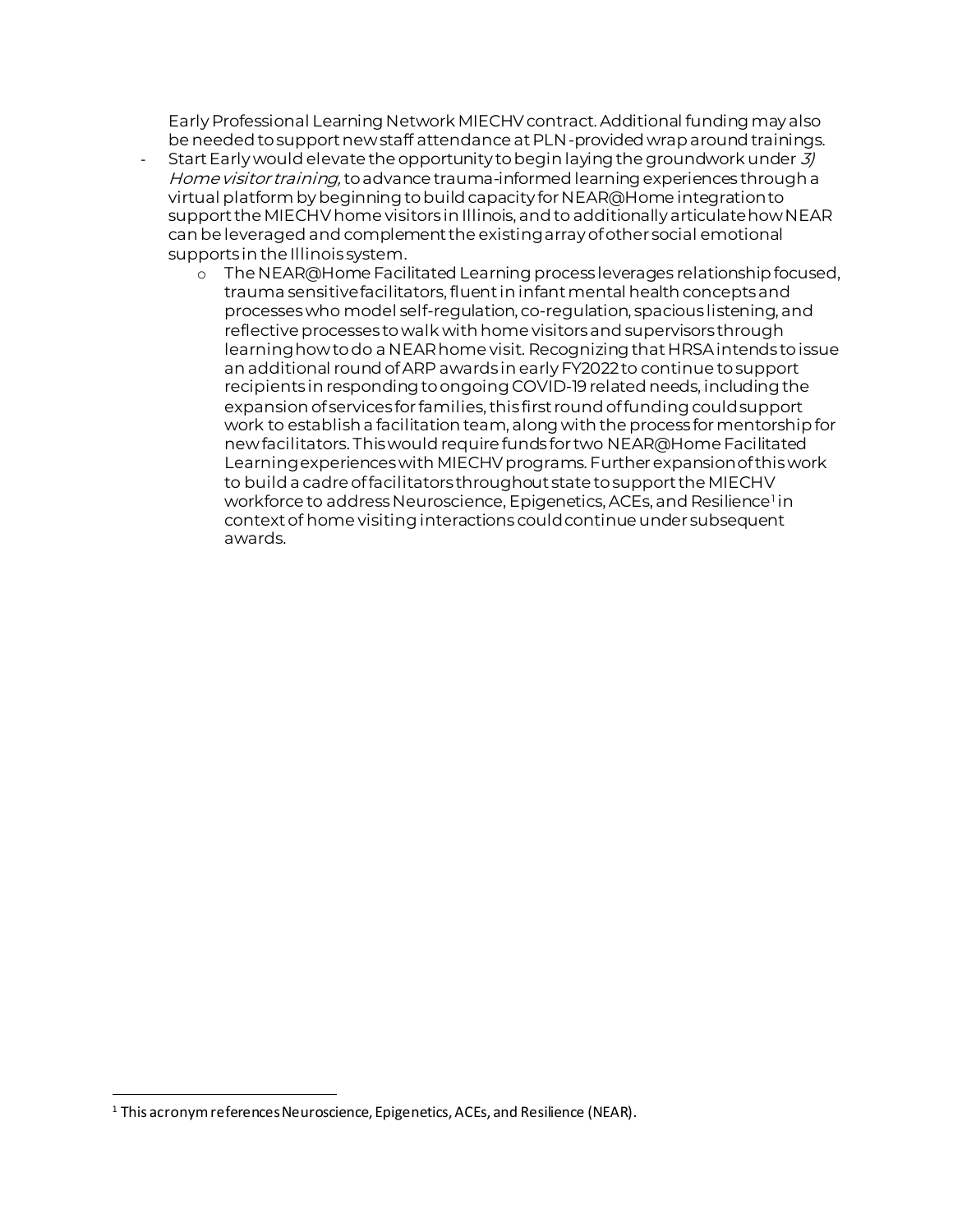Early Professional Learning Network MIECHV contract. Additional funding may also be needed to support new staff attendance at PLN-provided wrap around trainings.

- Start Early would elevate the opportunity to begin laying the groundwork under *3) Home visitor training,* to advance trauma-informed learning experiences through a virtual platform by beginning to build capacity for NEAR@Home integration to support the MIECHV home visitors in Illinois, and to additionally articulate how NEAR can be leveraged and complement the existing array of other social emotional supports in the Illinois system.
  - The NEAR@Home Facilitated Learning process leverages relationship focused, trauma sensitive facilitators, fluent in infant mental health concepts and processes who model self-regulation, co-regulation, spacious listening, and reflective processes to walk with home visitors and supervisors through learning how to do a NEAR home visit. Recognizing that HRSA intends to issue an additional round of ARP awards in early FY2022 to continue to support recipients in responding to ongoing COVID-19 related needs, including the expansion of services for families, this first round of funding could support work to establish a facilitation team, along with the process for mentorship for new facilitators. This would require funds for two NEAR@Home Facilitated Learning experiences with MIECHV programs. Further expansion of this work to build a cadre of facilitators throughout state to support the MIECHV workforce to address Neuroscience, Epigenetics, ACEs, and Resilience[1] in context of home visiting interactions could continue under subsequent awards.

[1] This acronym references Neuroscience, Epigenetics, ACEs, and Resilience (NEAR).